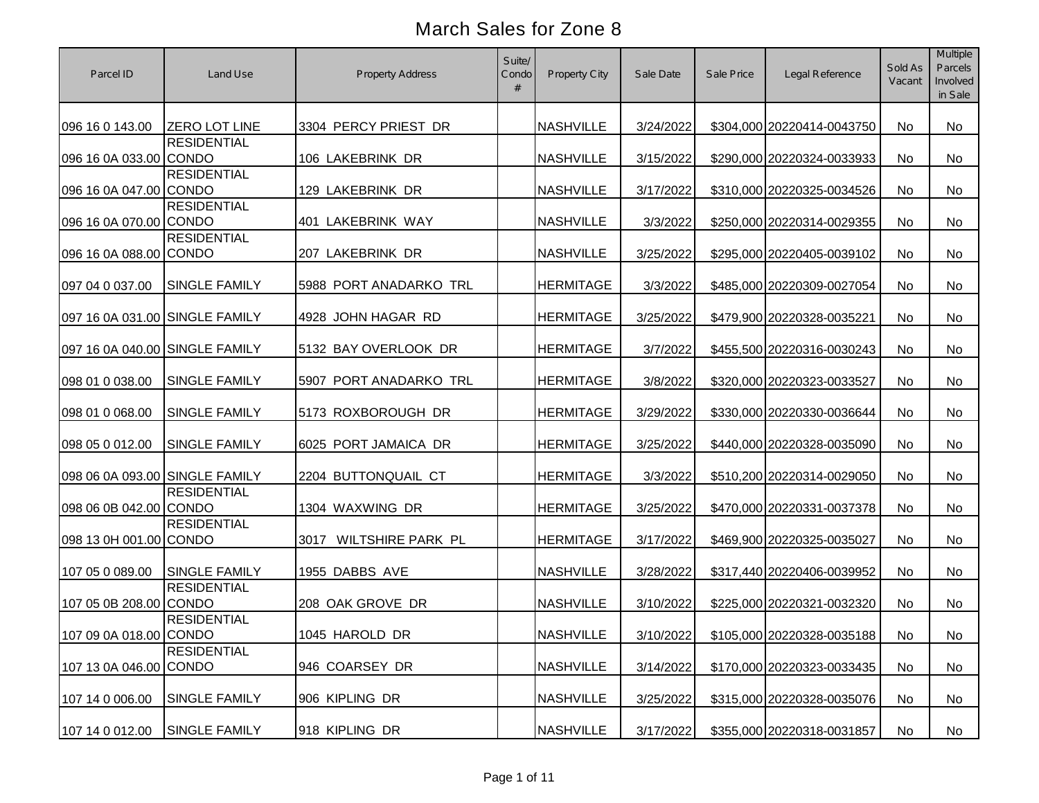# March Sales for Zone 8

| Parcel ID | Land Use | Property Address | Suite/ Condo # | Property City | Sale Date | Sale Price | Legal Reference | Sold As Vacant | Multiple Parcels Involved in Sale |
|---|---|---|---|---|---|---|---|---|---|
| 096 16 0 143.00 | ZERO LOT LINE | 3304 PERCY PRIEST DR | | NASHVILLE | 3/24/2022 | $304,000 | 20220414-0043750 | No | No |
| 096 16 0A 033.00 | RESIDENTIAL CONDO | 106 LAKEBRINK DR | | NASHVILLE | 3/15/2022 | $290,000 | 20220324-0033933 | No | No |
| 096 16 0A 047.00 | RESIDENTIAL CONDO | 129 LAKEBRINK DR | | NASHVILLE | 3/17/2022 | $310,000 | 20220325-0034526 | No | No |
| 096 16 0A 070.00 | RESIDENTIAL CONDO | 401 LAKEBRINK WAY | | NASHVILLE | 3/3/2022 | $250,000 | 20220314-0029355 | No | No |
| 096 16 0A 088.00 | RESIDENTIAL CONDO | 207 LAKEBRINK DR | | NASHVILLE | 3/25/2022 | $295,000 | 20220405-0039102 | No | No |
| 097 04 0 037.00 | SINGLE FAMILY | 5988 PORT ANADARKO TRL | | HERMITAGE | 3/3/2022 | $485,000 | 20220309-0027054 | No | No |
| 097 16 0A 031.00 | SINGLE FAMILY | 4928 JOHN HAGAR RD | | HERMITAGE | 3/25/2022 | $479,900 | 20220328-0035221 | No | No |
| 097 16 0A 040.00 | SINGLE FAMILY | 5132 BAY OVERLOOK DR | | HERMITAGE | 3/7/2022 | $455,500 | 20220316-0030243 | No | No |
| 098 01 0 038.00 | SINGLE FAMILY | 5907 PORT ANADARKO TRL | | HERMITAGE | 3/8/2022 | $320,000 | 20220323-0033527 | No | No |
| 098 01 0 068.00 | SINGLE FAMILY | 5173 ROXBOROUGH DR | | HERMITAGE | 3/29/2022 | $330,000 | 20220330-0036644 | No | No |
| 098 05 0 012.00 | SINGLE FAMILY | 6025 PORT JAMAICA DR | | HERMITAGE | 3/25/2022 | $440,000 | 20220328-0035090 | No | No |
| 098 06 0A 093.00 | SINGLE FAMILY | 2204 BUTTONQUAIL CT | | HERMITAGE | 3/3/2022 | $510,200 | 20220314-0029050 | No | No |
| 098 06 0B 042.00 | RESIDENTIAL CONDO | 1304 WAXWING DR | | HERMITAGE | 3/25/2022 | $470,000 | 20220331-0037378 | No | No |
| 098 13 0H 001.00 | RESIDENTIAL CONDO | 3017 WILTSHIRE PARK PL | | HERMITAGE | 3/17/2022 | $469,900 | 20220325-0035027 | No | No |
| 107 05 0 089.00 | SINGLE FAMILY | 1955 DABBS AVE | | NASHVILLE | 3/28/2022 | $317,440 | 20220406-0039952 | No | No |
| 107 05 0B 208.00 | RESIDENTIAL CONDO | 208 OAK GROVE DR | | NASHVILLE | 3/10/2022 | $225,000 | 20220321-0032320 | No | No |
| 107 09 0A 018.00 | RESIDENTIAL CONDO | 1045 HAROLD DR | | NASHVILLE | 3/10/2022 | $105,000 | 20220328-0035188 | No | No |
| 107 13 0A 046.00 | RESIDENTIAL CONDO | 946 COARSEY DR | | NASHVILLE | 3/14/2022 | $170,000 | 20220323-0033435 | No | No |
| 107 14 0 006.00 | SINGLE FAMILY | 906 KIPLING DR | | NASHVILLE | 3/25/2022 | $315,000 | 20220328-0035076 | No | No |
| 107 14 0 012.00 | SINGLE FAMILY | 918 KIPLING DR | | NASHVILLE | 3/17/2022 | $355,000 | 20220318-0031857 | No | No |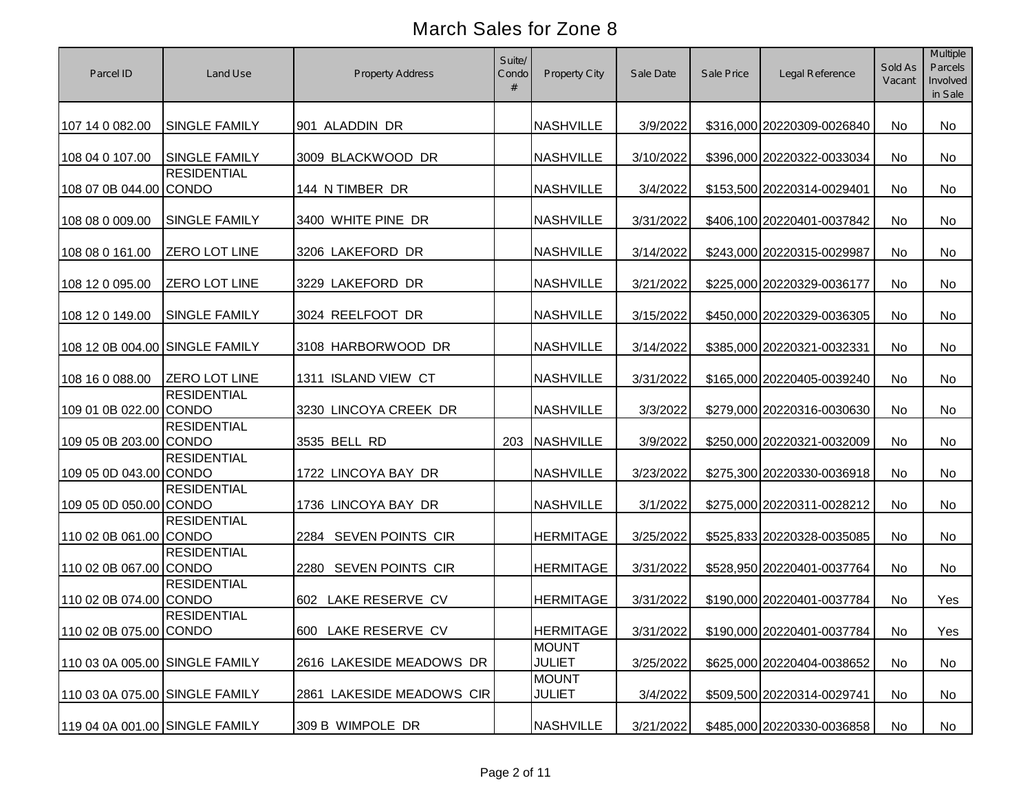# March Sales for Zone 8

| Parcel ID | Land Use | Property Address | Suite/ Condo # | Property City | Sale Date | Sale Price | Legal Reference | Sold As Vacant | Multiple Parcels Involved in Sale |
|---|---|---|---|---|---|---|---|---|---|
| 107 14 0 082.00 | SINGLE FAMILY | 901 ALADDIN DR | | NASHVILLE | 3/9/2022 | $316,000 | 20220309-0026840 | No | No |
| 108 04 0 107.00 | SINGLE FAMILY | 3009 BLACKWOOD DR | | NASHVILLE | 3/10/2022 | $396,000 | 20220322-0033034 | No | No |
| 108 07 0B 044.00 | RESIDENTIAL CONDO | 144 N TIMBER DR | | NASHVILLE | 3/4/2022 | $153,500 | 20220314-0029401 | No | No |
| 108 08 0 009.00 | SINGLE FAMILY | 3400 WHITE PINE DR | | NASHVILLE | 3/31/2022 | $406,100 | 20220401-0037842 | No | No |
| 108 08 0 161.00 | ZERO LOT LINE | 3206 LAKEFORD DR | | NASHVILLE | 3/14/2022 | $243,000 | 20220315-0029987 | No | No |
| 108 12 0 095.00 | ZERO LOT LINE | 3229 LAKEFORD DR | | NASHVILLE | 3/21/2022 | $225,000 | 20220329-0036177 | No | No |
| 108 12 0 149.00 | SINGLE FAMILY | 3024 REELFOOT DR | | NASHVILLE | 3/15/2022 | $450,000 | 20220329-0036305 | No | No |
| 108 12 0B 004.00 | SINGLE FAMILY | 3108 HARBORWOOD DR | | NASHVILLE | 3/14/2022 | $385,000 | 20220321-0032331 | No | No |
| 108 16 0 088.00 | ZERO LOT LINE | 1311 ISLAND VIEW CT | | NASHVILLE | 3/31/2022 | $165,000 | 20220405-0039240 | No | No |
| 109 01 0B 022.00 | RESIDENTIAL CONDO | 3230 LINCOYA CREEK DR | | NASHVILLE | 3/3/2022 | $279,000 | 20220316-0030630 | No | No |
| 109 05 0B 203.00 | RESIDENTIAL CONDO | 3535 BELL RD | 203 | NASHVILLE | 3/9/2022 | $250,000 | 20220321-0032009 | No | No |
| 109 05 0D 043.00 | RESIDENTIAL CONDO | 1722 LINCOYA BAY DR | | NASHVILLE | 3/23/2022 | $275,300 | 20220330-0036918 | No | No |
| 109 05 0D 050.00 | RESIDENTIAL CONDO | 1736 LINCOYA BAY DR | | NASHVILLE | 3/1/2022 | $275,000 | 20220311-0028212 | No | No |
| 110 02 0B 061.00 | RESIDENTIAL CONDO | 2284 SEVEN POINTS CIR | | HERMITAGE | 3/25/2022 | $525,833 | 20220328-0035085 | No | No |
| 110 02 0B 067.00 | RESIDENTIAL CONDO | 2280 SEVEN POINTS CIR | | HERMITAGE | 3/31/2022 | $528,950 | 20220401-0037764 | No | No |
| 110 02 0B 074.00 | RESIDENTIAL CONDO | 602 LAKE RESERVE CV | | HERMITAGE | 3/31/2022 | $190,000 | 20220401-0037784 | No | Yes |
| 110 02 0B 075.00 | RESIDENTIAL CONDO | 600 LAKE RESERVE CV | | HERMITAGE | 3/31/2022 | $190,000 | 20220401-0037784 | No | Yes |
| 110 03 0A 005.00 | SINGLE FAMILY | 2616 LAKESIDE MEADOWS DR | | MOUNT JULIET | 3/25/2022 | $625,000 | 20220404-0038652 | No | No |
| 110 03 0A 075.00 | SINGLE FAMILY | 2861 LAKESIDE MEADOWS CIR | | MOUNT JULIET | 3/4/2022 | $509,500 | 20220314-0029741 | No | No |
| 119 04 0A 001.00 | SINGLE FAMILY | 309 B WIMPOLE DR | | NASHVILLE | 3/21/2022 | $485,000 | 20220330-0036858 | No | No |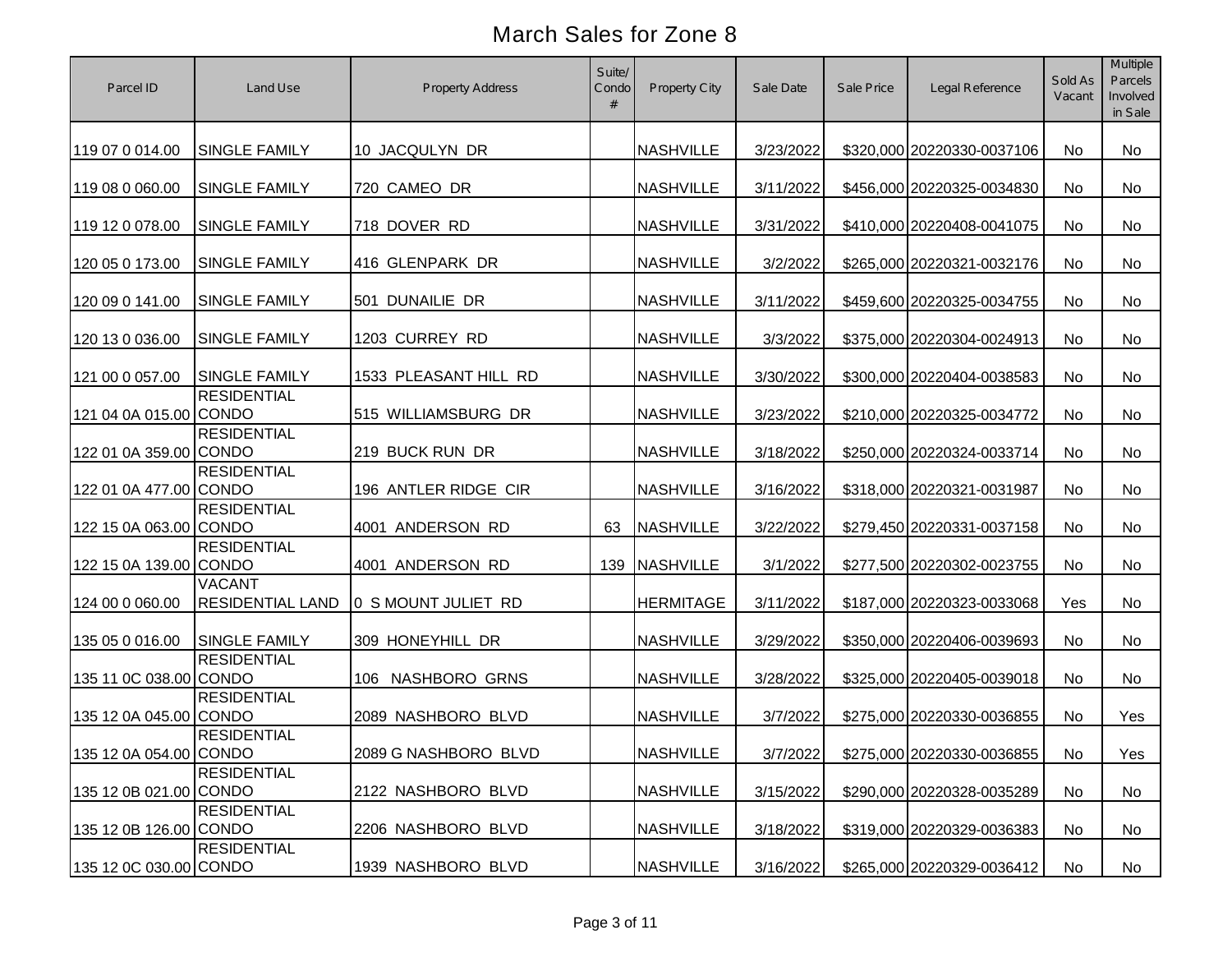# March Sales for Zone 8

| Parcel ID | Land Use | Property Address | Suite/ Condo # | Property City | Sale Date | Sale Price | Legal Reference | Sold As Vacant | Multiple Parcels Involved in Sale |
|---|---|---|---|---|---|---|---|---|---|
| 119 07 0 014.00 | SINGLE FAMILY | 10 JACQULYN DR | | NASHVILLE | 3/23/2022 | $320,000 | 20220330-0037106 | No | No |
| 119 08 0 060.00 | SINGLE FAMILY | 720 CAMEO DR | | NASHVILLE | 3/11/2022 | $456,000 | 20220325-0034830 | No | No |
| 119 12 0 078.00 | SINGLE FAMILY | 718 DOVER RD | | NASHVILLE | 3/31/2022 | $410,000 | 20220408-0041075 | No | No |
| 120 05 0 173.00 | SINGLE FAMILY | 416 GLENPARK DR | | NASHVILLE | 3/2/2022 | $265,000 | 20220321-0032176 | No | No |
| 120 09 0 141.00 | SINGLE FAMILY | 501 DUNAILIE DR | | NASHVILLE | 3/11/2022 | $459,600 | 20220325-0034755 | No | No |
| 120 13 0 036.00 | SINGLE FAMILY | 1203 CURREY RD | | NASHVILLE | 3/3/2022 | $375,000 | 20220304-0024913 | No | No |
| 121 00 0 057.00 | SINGLE FAMILY | 1533 PLEASANT HILL RD | | NASHVILLE | 3/30/2022 | $300,000 | 20220404-0038583 | No | No |
| 121 04 0A 015.00 | RESIDENTIAL CONDO | 515 WILLIAMSBURG DR | | NASHVILLE | 3/23/2022 | $210,000 | 20220325-0034772 | No | No |
| 122 01 0A 359.00 | RESIDENTIAL CONDO | 219 BUCK RUN DR | | NASHVILLE | 3/18/2022 | $250,000 | 20220324-0033714 | No | No |
| 122 01 0A 477.00 | RESIDENTIAL CONDO | 196 ANTLER RIDGE CIR | | NASHVILLE | 3/16/2022 | $318,000 | 20220321-0031987 | No | No |
| 122 15 0A 063.00 | RESIDENTIAL CONDO | 4001 ANDERSON RD | 63 | NASHVILLE | 3/22/2022 | $279,450 | 20220331-0037158 | No | No |
| 122 15 0A 139.00 | RESIDENTIAL CONDO | 4001 ANDERSON RD | 139 | NASHVILLE | 3/1/2022 | $277,500 | 20220302-0023755 | No | No |
| 124 00 0 060.00 | VACANT RESIDENTIAL LAND | 0 S MOUNT JULIET RD | | HERMITAGE | 3/11/2022 | $187,000 | 20220323-0033068 | Yes | No |
| 135 05 0 016.00 | SINGLE FAMILY | 309 HONEYHILL DR | | NASHVILLE | 3/29/2022 | $350,000 | 20220406-0039693 | No | No |
| 135 11 0C 038.00 | RESIDENTIAL CONDO | 106 NASHBORO GRNS | | NASHVILLE | 3/28/2022 | $325,000 | 20220405-0039018 | No | No |
| 135 12 0A 045.00 | RESIDENTIAL CONDO | 2089 NASHBORO BLVD | | NASHVILLE | 3/7/2022 | $275,000 | 20220330-0036855 | No | Yes |
| 135 12 0A 054.00 | RESIDENTIAL CONDO | 2089 G NASHBORO BLVD | | NASHVILLE | 3/7/2022 | $275,000 | 20220330-0036855 | No | Yes |
| 135 12 0B 021.00 | RESIDENTIAL CONDO | 2122 NASHBORO BLVD | | NASHVILLE | 3/15/2022 | $290,000 | 20220328-0035289 | No | No |
| 135 12 0B 126.00 | RESIDENTIAL CONDO | 2206 NASHBORO BLVD | | NASHVILLE | 3/18/2022 | $319,000 | 20220329-0036383 | No | No |
| 135 12 0C 030.00 | RESIDENTIAL CONDO | 1939 NASHBORO BLVD | | NASHVILLE | 3/16/2022 | $265,000 | 20220329-0036412 | No | No |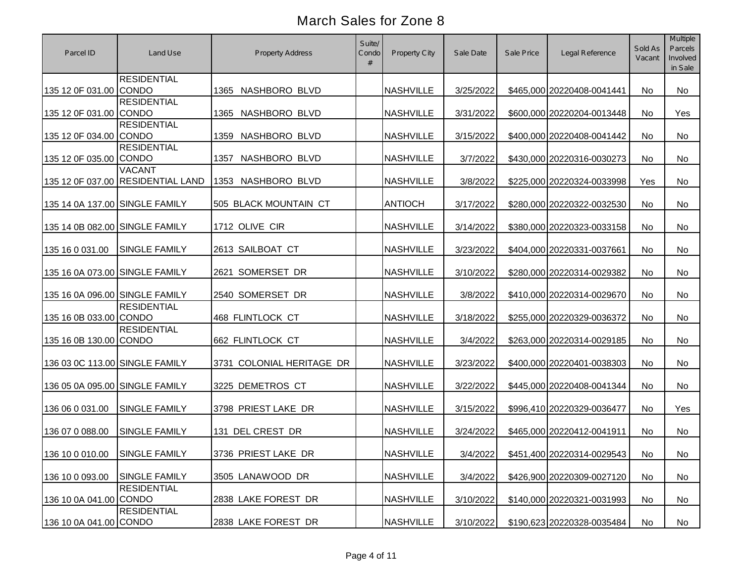# March Sales for Zone 8

| Parcel ID | Land Use | Property Address | Suite/ Condo # | Property City | Sale Date | Sale Price | Legal Reference | Sold As Vacant | Multiple Parcels Involved in Sale |
|---|---|---|---|---|---|---|---|---|---|
| 135 12 0F 031.00 | RESIDENTIAL CONDO | 1365 NASHBORO BLVD | | NASHVILLE | 3/25/2022 | $465,000 | 20220408-0041441 | No | No |
| 135 12 0F 031.00 | RESIDENTIAL CONDO | 1365 NASHBORO BLVD | | NASHVILLE | 3/31/2022 | $600,000 | 20220204-0013448 | No | Yes |
| 135 12 0F 034.00 | RESIDENTIAL CONDO | 1359 NASHBORO BLVD | | NASHVILLE | 3/15/2022 | $400,000 | 20220408-0041442 | No | No |
| 135 12 0F 035.00 | RESIDENTIAL CONDO | 1357 NASHBORO BLVD | | NASHVILLE | 3/7/2022 | $430,000 | 20220316-0030273 | No | No |
| 135 12 0F 037.00 | VACANT RESIDENTIAL LAND | 1353 NASHBORO BLVD | | NASHVILLE | 3/8/2022 | $225,000 | 20220324-0033998 | Yes | No |
| 135 14 0A 137.00 | SINGLE FAMILY | 505 BLACK MOUNTAIN CT | | ANTIOCH | 3/17/2022 | $280,000 | 20220322-0032530 | No | No |
| 135 14 0B 082.00 | SINGLE FAMILY | 1712 OLIVE CIR | | NASHVILLE | 3/14/2022 | $380,000 | 20220323-0033158 | No | No |
| 135 16 0 031.00 | SINGLE FAMILY | 2613 SAILBOAT CT | | NASHVILLE | 3/23/2022 | $404,000 | 20220331-0037661 | No | No |
| 135 16 0A 073.00 | SINGLE FAMILY | 2621 SOMERSET DR | | NASHVILLE | 3/10/2022 | $280,000 | 20220314-0029382 | No | No |
| 135 16 0A 096.00 | SINGLE FAMILY | 2540 SOMERSET DR | | NASHVILLE | 3/8/2022 | $410,000 | 20220314-0029670 | No | No |
| 135 16 0B 033.00 | RESIDENTIAL CONDO | 468 FLINTLOCK CT | | NASHVILLE | 3/18/2022 | $255,000 | 20220329-0036372 | No | No |
| 135 16 0B 130.00 | RESIDENTIAL CONDO | 662 FLINTLOCK CT | | NASHVILLE | 3/4/2022 | $263,000 | 20220314-0029185 | No | No |
| 136 03 0C 113.00 | SINGLE FAMILY | 3731 COLONIAL HERITAGE DR | | NASHVILLE | 3/23/2022 | $400,000 | 20220401-0038303 | No | No |
| 136 05 0A 095.00 | SINGLE FAMILY | 3225 DEMETROS CT | | NASHVILLE | 3/22/2022 | $445,000 | 20220408-0041344 | No | No |
| 136 06 0 031.00 | SINGLE FAMILY | 3798 PRIEST LAKE DR | | NASHVILLE | 3/15/2022 | $996,410 | 20220329-0036477 | No | Yes |
| 136 07 0 088.00 | SINGLE FAMILY | 131 DEL CREST DR | | NASHVILLE | 3/24/2022 | $465,000 | 20220412-0041911 | No | No |
| 136 10 0 010.00 | SINGLE FAMILY | 3736 PRIEST LAKE DR | | NASHVILLE | 3/4/2022 | $451,400 | 20220314-0029543 | No | No |
| 136 10 0 093.00 | SINGLE FAMILY | 3505 LANAWOOD DR | | NASHVILLE | 3/4/2022 | $426,900 | 20220309-0027120 | No | No |
| 136 10 0A 041.00 | RESIDENTIAL CONDO | 2838 LAKE FOREST DR | | NASHVILLE | 3/10/2022 | $140,000 | 20220321-0031993 | No | No |
| 136 10 0A 041.00 | RESIDENTIAL CONDO | 2838 LAKE FOREST DR | | NASHVILLE | 3/10/2022 | $190,623 | 20220328-0035484 | No | No |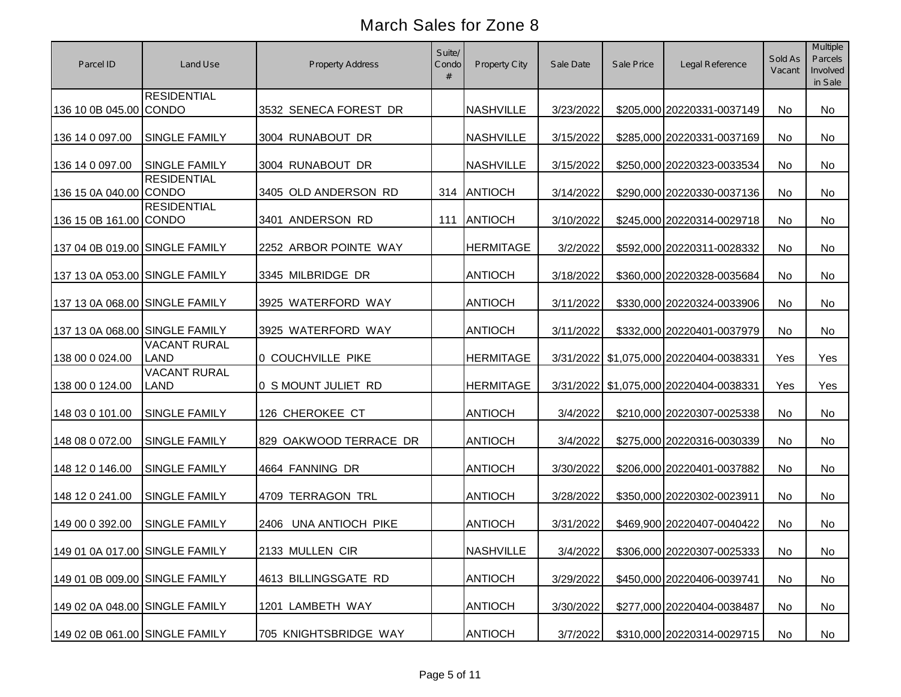# March Sales for Zone 8

| Parcel ID | Land Use | Property Address | Suite/ Condo # | Property City | Sale Date | Sale Price | Legal Reference | Sold As Vacant | Multiple Parcels Involved in Sale |
|---|---|---|---|---|---|---|---|---|---|
| 136 10 0B 045.00 | RESIDENTIAL CONDO | 3532 SENECA FOREST DR | | NASHVILLE | 3/23/2022 | $205,000 | 20220331-0037149 | No | No |
| 136 14 0 097.00 | SINGLE FAMILY | 3004 RUNABOUT DR | | NASHVILLE | 3/15/2022 | $285,000 | 20220331-0037169 | No | No |
| 136 14 0 097.00 | SINGLE FAMILY | 3004 RUNABOUT DR | | NASHVILLE | 3/15/2022 | $250,000 | 20220323-0033534 | No | No |
| 136 15 0A 040.00 | RESIDENTIAL CONDO | 3405 OLD ANDERSON RD | 314 | ANTIOCH | 3/14/2022 | $290,000 | 20220330-0037136 | No | No |
| 136 15 0B 161.00 | RESIDENTIAL CONDO | 3401 ANDERSON RD | 111 | ANTIOCH | 3/10/2022 | $245,000 | 20220314-0029718 | No | No |
| 137 04 0B 019.00 | SINGLE FAMILY | 2252 ARBOR POINTE WAY | | HERMITAGE | 3/2/2022 | $592,000 | 20220311-0028332 | No | No |
| 137 13 0A 053.00 | SINGLE FAMILY | 3345 MILBRIDGE DR | | ANTIOCH | 3/18/2022 | $360,000 | 20220328-0035684 | No | No |
| 137 13 0A 068.00 | SINGLE FAMILY | 3925 WATERFORD WAY | | ANTIOCH | 3/11/2022 | $330,000 | 20220324-0033906 | No | No |
| 137 13 0A 068.00 | SINGLE FAMILY | 3925 WATERFORD WAY | | ANTIOCH | 3/11/2022 | $332,000 | 20220401-0037979 | No | No |
| 138 00 0 024.00 | VACANT RURAL LAND | 0 COUCHVILLE PIKE | | HERMITAGE | 3/31/2022 | $1,075,000 | 20220404-0038331 | Yes | Yes |
| 138 00 0 124.00 | VACANT RURAL LAND | 0 S MOUNT JULIET RD | | HERMITAGE | 3/31/2022 | $1,075,000 | 20220404-0038331 | Yes | Yes |
| 148 03 0 101.00 | SINGLE FAMILY | 126 CHEROKEE CT | | ANTIOCH | 3/4/2022 | $210,000 | 20220307-0025338 | No | No |
| 148 08 0 072.00 | SINGLE FAMILY | 829 OAKWOOD TERRACE DR | | ANTIOCH | 3/4/2022 | $275,000 | 20220316-0030339 | No | No |
| 148 12 0 146.00 | SINGLE FAMILY | 4664 FANNING DR | | ANTIOCH | 3/30/2022 | $206,000 | 20220401-0037882 | No | No |
| 148 12 0 241.00 | SINGLE FAMILY | 4709 TERRAGON TRL | | ANTIOCH | 3/28/2022 | $350,000 | 20220302-0023911 | No | No |
| 149 00 0 392.00 | SINGLE FAMILY | 2406 UNA ANTIOCH PIKE | | ANTIOCH | 3/31/2022 | $469,900 | 20220407-0040422 | No | No |
| 149 01 0A 017.00 | SINGLE FAMILY | 2133 MULLEN CIR | | NASHVILLE | 3/4/2022 | $306,000 | 20220307-0025333 | No | No |
| 149 01 0B 009.00 | SINGLE FAMILY | 4613 BILLINGSGATE RD | | ANTIOCH | 3/29/2022 | $450,000 | 20220406-0039741 | No | No |
| 149 02 0A 048.00 | SINGLE FAMILY | 1201 LAMBETH WAY | | ANTIOCH | 3/30/2022 | $277,000 | 20220404-0038487 | No | No |
| 149 02 0B 061.00 | SINGLE FAMILY | 705 KNIGHTSBRIDGE WAY | | ANTIOCH | 3/7/2022 | $310,000 | 20220314-0029715 | No | No |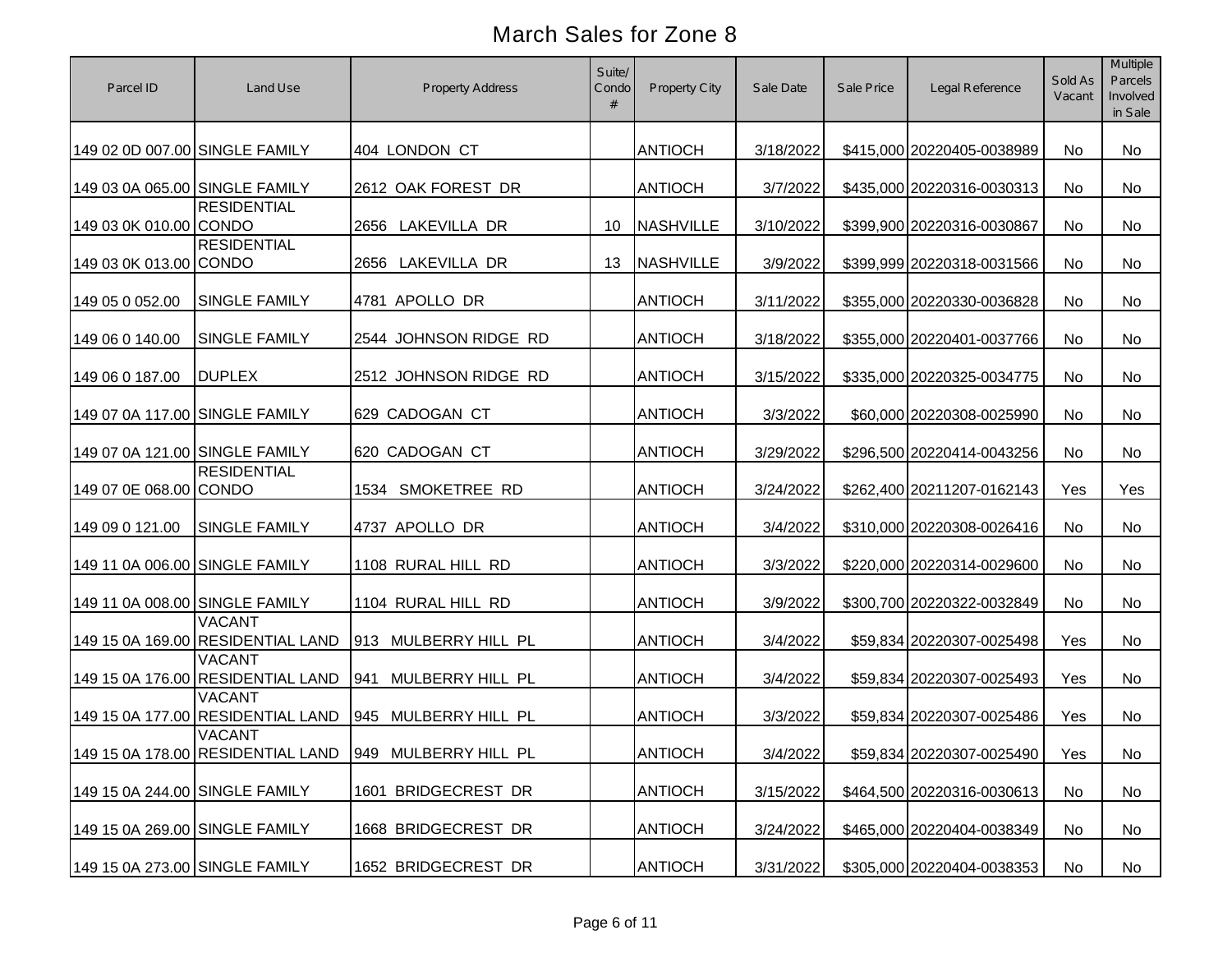# March Sales for Zone 8

| Parcel ID | Land Use | Property Address | Suite/ Condo # | Property City | Sale Date | Sale Price | Legal Reference | Sold As Vacant | Multiple Parcels Involved in Sale |
|---|---|---|---|---|---|---|---|---|---|
| 149 02 0D 007.00 | SINGLE FAMILY | 404 LONDON CT | | ANTIOCH | 3/18/2022 | $415,000 | 20220405-0038989 | No | No |
| 149 03 0A 065.00 | SINGLE FAMILY | 2612 OAK FOREST DR | | ANTIOCH | 3/7/2022 | $435,000 | 20220316-0030313 | No | No |
| 149 03 0K 010.00 | RESIDENTIAL CONDO | 2656 LAKEVILLA DR | 10 | NASHVILLE | 3/10/2022 | $399,900 | 20220316-0030867 | No | No |
| 149 03 0K 013.00 | RESIDENTIAL CONDO | 2656 LAKEVILLA DR | 13 | NASHVILLE | 3/9/2022 | $399,999 | 20220318-0031566 | No | No |
| 149 05 0 052.00 | SINGLE FAMILY | 4781 APOLLO DR | | ANTIOCH | 3/11/2022 | $355,000 | 20220330-0036828 | No | No |
| 149 06 0 140.00 | SINGLE FAMILY | 2544 JOHNSON RIDGE RD | | ANTIOCH | 3/18/2022 | $355,000 | 20220401-0037766 | No | No |
| 149 06 0 187.00 | DUPLEX | 2512 JOHNSON RIDGE RD | | ANTIOCH | 3/15/2022 | $335,000 | 20220325-0034775 | No | No |
| 149 07 0A 117.00 | SINGLE FAMILY | 629 CADOGAN CT | | ANTIOCH | 3/3/2022 | $60,000 | 20220308-0025990 | No | No |
| 149 07 0A 121.00 | SINGLE FAMILY | 620 CADOGAN CT | | ANTIOCH | 3/29/2022 | $296,500 | 20220414-0043256 | No | No |
| 149 07 0E 068.00 | RESIDENTIAL CONDO | 1534 SMOKETREE RD | | ANTIOCH | 3/24/2022 | $262,400 | 20211207-0162143 | Yes | Yes |
| 149 09 0 121.00 | SINGLE FAMILY | 4737 APOLLO DR | | ANTIOCH | 3/4/2022 | $310,000 | 20220308-0026416 | No | No |
| 149 11 0A 006.00 | SINGLE FAMILY | 1108 RURAL HILL RD | | ANTIOCH | 3/3/2022 | $220,000 | 20220314-0029600 | No | No |
| 149 11 0A 008.00 | SINGLE FAMILY | 1104 RURAL HILL RD | | ANTIOCH | 3/9/2022 | $300,700 | 20220322-0032849 | No | No |
| 149 15 0A 169.00 | VACANT RESIDENTIAL LAND | 913 MULBERRY HILL PL | | ANTIOCH | 3/4/2022 | $59,834 | 20220307-0025498 | Yes | No |
| 149 15 0A 176.00 | VACANT RESIDENTIAL LAND | 941 MULBERRY HILL PL | | ANTIOCH | 3/4/2022 | $59,834 | 20220307-0025493 | Yes | No |
| 149 15 0A 177.00 | VACANT RESIDENTIAL LAND | 945 MULBERRY HILL PL | | ANTIOCH | 3/3/2022 | $59,834 | 20220307-0025486 | Yes | No |
| 149 15 0A 178.00 | VACANT RESIDENTIAL LAND | 949 MULBERRY HILL PL | | ANTIOCH | 3/4/2022 | $59,834 | 20220307-0025490 | Yes | No |
| 149 15 0A 244.00 | SINGLE FAMILY | 1601 BRIDGECREST DR | | ANTIOCH | 3/15/2022 | $464,500 | 20220316-0030613 | No | No |
| 149 15 0A 269.00 | SINGLE FAMILY | 1668 BRIDGECREST DR | | ANTIOCH | 3/24/2022 | $465,000 | 20220404-0038349 | No | No |
| 149 15 0A 273.00 | SINGLE FAMILY | 1652 BRIDGECREST DR | | ANTIOCH | 3/31/2022 | $305,000 | 20220404-0038353 | No | No |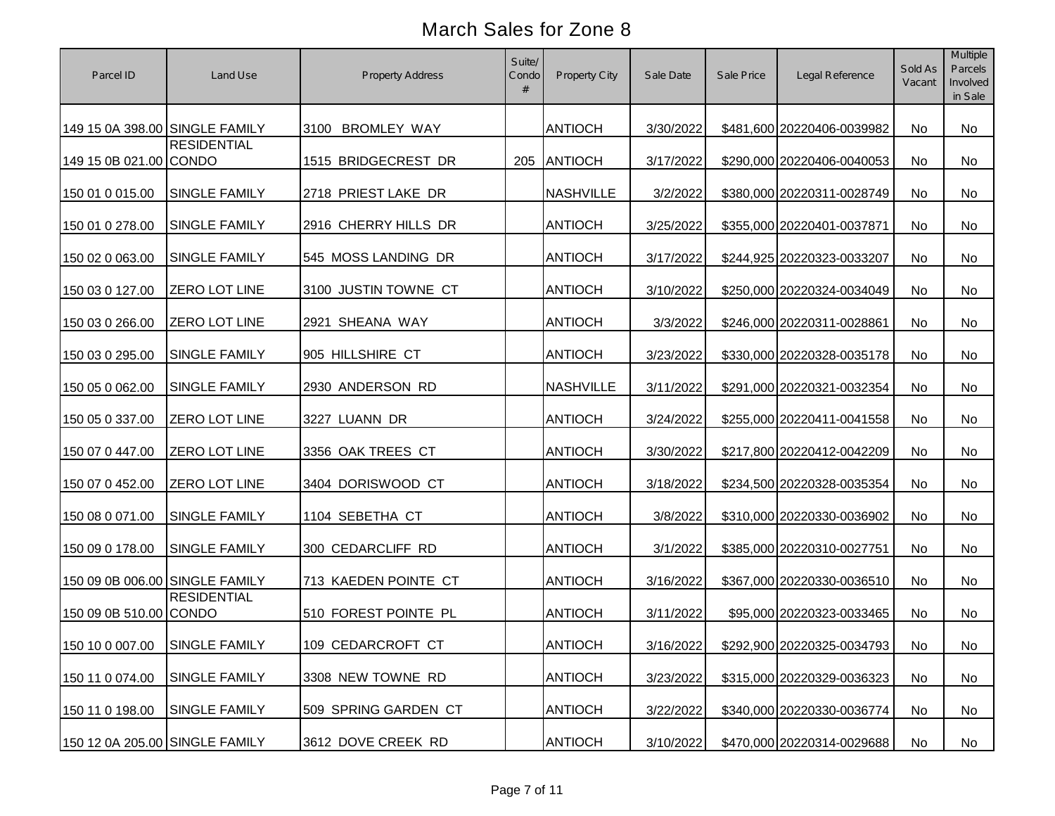# March Sales for Zone 8

| Parcel ID | Land Use | Property Address | Suite/ Condo # | Property City | Sale Date | Sale Price | Legal Reference | Sold As Vacant | Multiple Parcels Involved in Sale |
|---|---|---|---|---|---|---|---|---|---|
| 149 15 0A 398.00 | SINGLE FAMILY | 3100 BROMLEY WAY | | ANTIOCH | 3/30/2022 | $481,600 | 20220406-0039982 | No | No |
| 149 15 0B 021.00 | RESIDENTIAL CONDO | 1515 BRIDGECREST DR | 205 | ANTIOCH | 3/17/2022 | $290,000 | 20220406-0040053 | No | No |
| 150 01 0 015.00 | SINGLE FAMILY | 2718 PRIEST LAKE DR | | NASHVILLE | 3/2/2022 | $380,000 | 20220311-0028749 | No | No |
| 150 01 0 278.00 | SINGLE FAMILY | 2916 CHERRY HILLS DR | | ANTIOCH | 3/25/2022 | $355,000 | 20220401-0037871 | No | No |
| 150 02 0 063.00 | SINGLE FAMILY | 545 MOSS LANDING DR | | ANTIOCH | 3/17/2022 | $244,925 | 20220323-0033207 | No | No |
| 150 03 0 127.00 | ZERO LOT LINE | 3100 JUSTIN TOWNE CT | | ANTIOCH | 3/10/2022 | $250,000 | 20220324-0034049 | No | No |
| 150 03 0 266.00 | ZERO LOT LINE | 2921 SHEANA WAY | | ANTIOCH | 3/3/2022 | $246,000 | 20220311-0028861 | No | No |
| 150 03 0 295.00 | SINGLE FAMILY | 905 HILLSHIRE CT | | ANTIOCH | 3/23/2022 | $330,000 | 20220328-0035178 | No | No |
| 150 05 0 062.00 | SINGLE FAMILY | 2930 ANDERSON RD | | NASHVILLE | 3/11/2022 | $291,000 | 20220321-0032354 | No | No |
| 150 05 0 337.00 | ZERO LOT LINE | 3227 LUANN DR | | ANTIOCH | 3/24/2022 | $255,000 | 20220411-0041558 | No | No |
| 150 07 0 447.00 | ZERO LOT LINE | 3356 OAK TREES CT | | ANTIOCH | 3/30/2022 | $217,800 | 20220412-0042209 | No | No |
| 150 07 0 452.00 | ZERO LOT LINE | 3404 DORISWOOD CT | | ANTIOCH | 3/18/2022 | $234,500 | 20220328-0035354 | No | No |
| 150 08 0 071.00 | SINGLE FAMILY | 1104 SEBETHA CT | | ANTIOCH | 3/8/2022 | $310,000 | 20220330-0036902 | No | No |
| 150 09 0 178.00 | SINGLE FAMILY | 300 CEDARCLIFF RD | | ANTIOCH | 3/1/2022 | $385,000 | 20220310-0027751 | No | No |
| 150 09 0B 006.00 | SINGLE FAMILY | 713 KAEDEN POINTE CT | | ANTIOCH | 3/16/2022 | $367,000 | 20220330-0036510 | No | No |
| 150 09 0B 510.00 | RESIDENTIAL CONDO | 510 FOREST POINTE PL | | ANTIOCH | 3/11/2022 | $95,000 | 20220323-0033465 | No | No |
| 150 10 0 007.00 | SINGLE FAMILY | 109 CEDARCROFT CT | | ANTIOCH | 3/16/2022 | $292,900 | 20220325-0034793 | No | No |
| 150 11 0 074.00 | SINGLE FAMILY | 3308 NEW TOWNE RD | | ANTIOCH | 3/23/2022 | $315,000 | 20220329-0036323 | No | No |
| 150 11 0 198.00 | SINGLE FAMILY | 509 SPRING GARDEN CT | | ANTIOCH | 3/22/2022 | $340,000 | 20220330-0036774 | No | No |
| 150 12 0A 205.00 | SINGLE FAMILY | 3612 DOVE CREEK RD | | ANTIOCH | 3/10/2022 | $470,000 | 20220314-0029688 | No | No |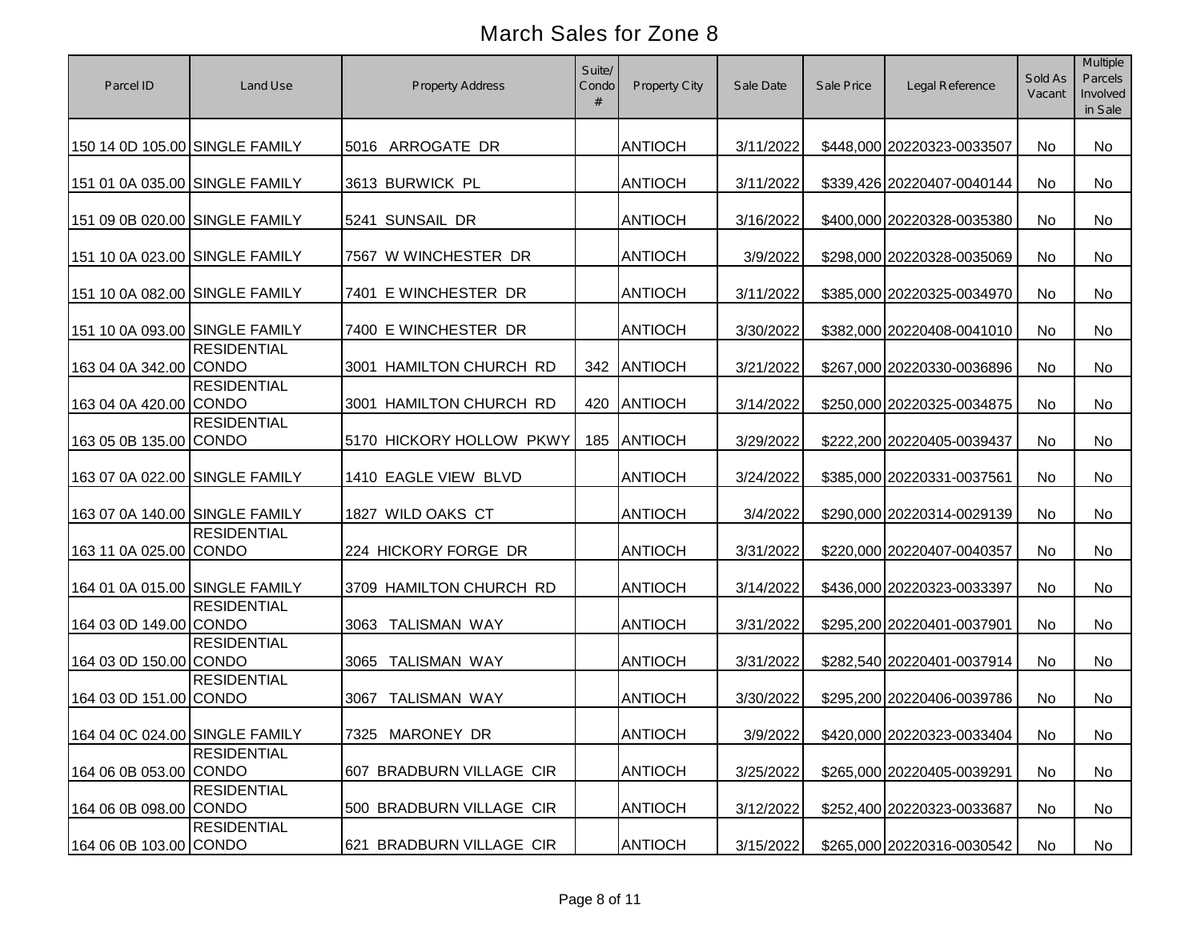# March Sales for Zone 8

| Parcel ID | Land Use | Property Address | Suite/ Condo # | Property City | Sale Date | Sale Price | Legal Reference | Sold As Vacant | Multiple Parcels Involved in Sale |
|---|---|---|---|---|---|---|---|---|---|
| 150 14 0D 105.00 | SINGLE FAMILY | 5016 ARROGATE DR | | ANTIOCH | 3/11/2022 | $448,000 | 20220323-0033507 | No | No |
| 151 01 0A 035.00 | SINGLE FAMILY | 3613 BURWICK PL | | ANTIOCH | 3/11/2022 | $339,426 | 20220407-0040144 | No | No |
| 151 09 0B 020.00 | SINGLE FAMILY | 5241 SUNSAIL DR | | ANTIOCH | 3/16/2022 | $400,000 | 20220328-0035380 | No | No |
| 151 10 0A 023.00 | SINGLE FAMILY | 7567 W WINCHESTER DR | | ANTIOCH | 3/9/2022 | $298,000 | 20220328-0035069 | No | No |
| 151 10 0A 082.00 | SINGLE FAMILY | 7401 E WINCHESTER DR | | ANTIOCH | 3/11/2022 | $385,000 | 20220325-0034970 | No | No |
| 151 10 0A 093.00 | SINGLE FAMILY | 7400 E WINCHESTER DR | | ANTIOCH | 3/30/2022 | $382,000 | 20220408-0041010 | No | No |
| 163 04 0A 342.00 | RESIDENTIAL CONDO | 3001 HAMILTON CHURCH RD | 342 | ANTIOCH | 3/21/2022 | $267,000 | 20220330-0036896 | No | No |
| 163 04 0A 420.00 | RESIDENTIAL CONDO | 3001 HAMILTON CHURCH RD | 420 | ANTIOCH | 3/14/2022 | $250,000 | 20220325-0034875 | No | No |
| 163 05 0B 135.00 | RESIDENTIAL CONDO | 5170 HICKORY HOLLOW PKWY | 185 | ANTIOCH | 3/29/2022 | $222,200 | 20220405-0039437 | No | No |
| 163 07 0A 022.00 | SINGLE FAMILY | 1410 EAGLE VIEW BLVD | | ANTIOCH | 3/24/2022 | $385,000 | 20220331-0037561 | No | No |
| 163 07 0A 140.00 | SINGLE FAMILY | 1827 WILD OAKS CT | | ANTIOCH | 3/4/2022 | $290,000 | 20220314-0029139 | No | No |
| 163 11 0A 025.00 | RESIDENTIAL CONDO | 224 HICKORY FORGE DR | | ANTIOCH | 3/31/2022 | $220,000 | 20220407-0040357 | No | No |
| 164 01 0A 015.00 | SINGLE FAMILY | 3709 HAMILTON CHURCH RD | | ANTIOCH | 3/14/2022 | $436,000 | 20220323-0033397 | No | No |
| 164 03 0D 149.00 | RESIDENTIAL CONDO | 3063 TALISMAN WAY | | ANTIOCH | 3/31/2022 | $295,200 | 20220401-0037901 | No | No |
| 164 03 0D 150.00 | RESIDENTIAL CONDO | 3065 TALISMAN WAY | | ANTIOCH | 3/31/2022 | $282,540 | 20220401-0037914 | No | No |
| 164 03 0D 151.00 | RESIDENTIAL CONDO | 3067 TALISMAN WAY | | ANTIOCH | 3/30/2022 | $295,200 | 20220406-0039786 | No | No |
| 164 04 0C 024.00 | SINGLE FAMILY | 7325 MARONEY DR | | ANTIOCH | 3/9/2022 | $420,000 | 20220323-0033404 | No | No |
| 164 06 0B 053.00 | RESIDENTIAL CONDO | 607 BRADBURN VILLAGE CIR | | ANTIOCH | 3/25/2022 | $265,000 | 20220405-0039291 | No | No |
| 164 06 0B 098.00 | RESIDENTIAL CONDO | 500 BRADBURN VILLAGE CIR | | ANTIOCH | 3/12/2022 | $252,400 | 20220323-0033687 | No | No |
| 164 06 0B 103.00 | RESIDENTIAL CONDO | 621 BRADBURN VILLAGE CIR | | ANTIOCH | 3/15/2022 | $265,000 | 20220316-0030542 | No | No |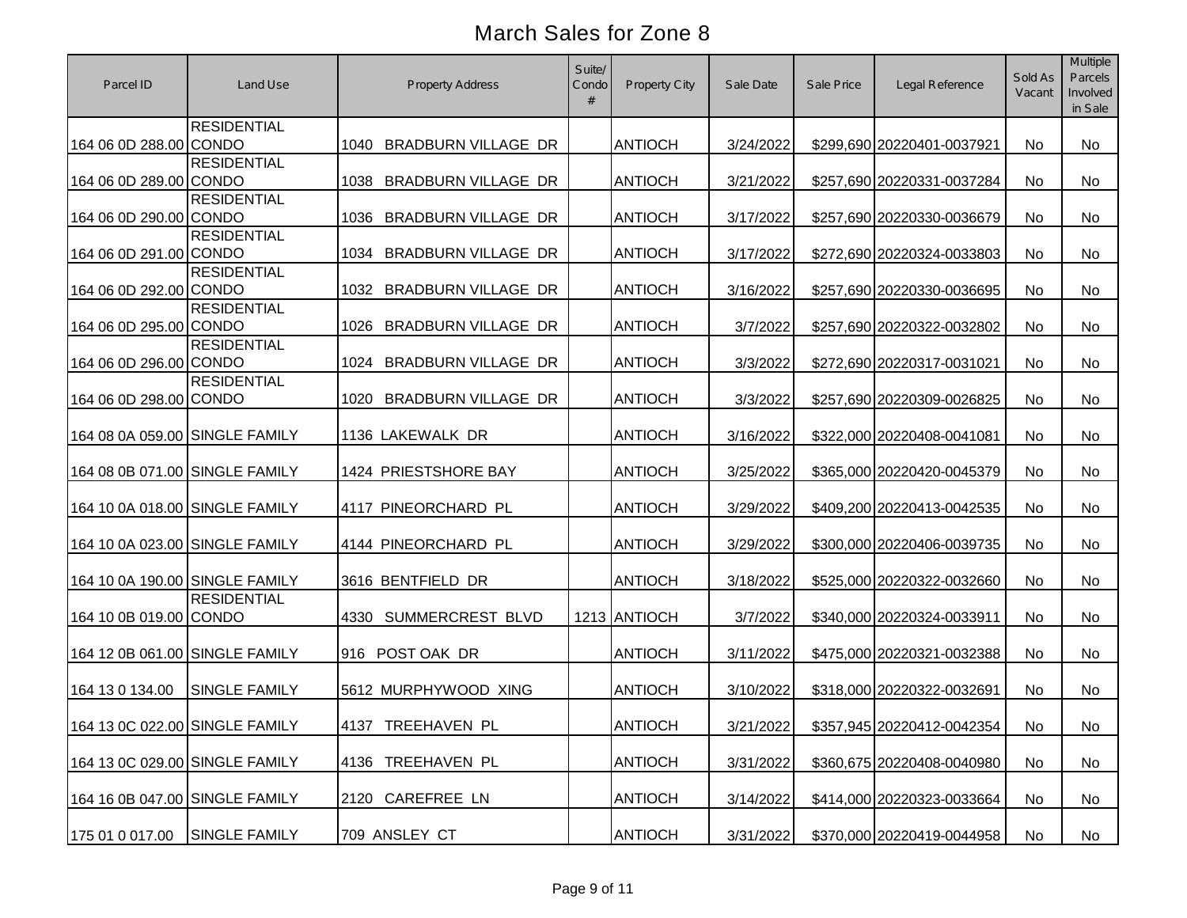# March Sales for Zone 8

| Parcel ID | Land Use | Property Address | Suite/ Condo # | Property City | Sale Date | Sale Price | Legal Reference | Sold As Vacant | Multiple Parcels Involved in Sale |
|---|---|---|---|---|---|---|---|---|---|
| 164 06 0D 288.00 | RESIDENTIAL CONDO | 1040 BRADBURN VILLAGE DR | | ANTIOCH | 3/24/2022 | $299,690 | 20220401-0037921 | No | No |
| 164 06 0D 289.00 | RESIDENTIAL CONDO | 1038 BRADBURN VILLAGE DR | | ANTIOCH | 3/21/2022 | $257,690 | 20220331-0037284 | No | No |
| 164 06 0D 290.00 | RESIDENTIAL CONDO | 1036 BRADBURN VILLAGE DR | | ANTIOCH | 3/17/2022 | $257,690 | 20220330-0036679 | No | No |
| 164 06 0D 291.00 | RESIDENTIAL CONDO | 1034 BRADBURN VILLAGE DR | | ANTIOCH | 3/17/2022 | $272,690 | 20220324-0033803 | No | No |
| 164 06 0D 292.00 | RESIDENTIAL CONDO | 1032 BRADBURN VILLAGE DR | | ANTIOCH | 3/16/2022 | $257,690 | 20220330-0036695 | No | No |
| 164 06 0D 295.00 | RESIDENTIAL CONDO | 1026 BRADBURN VILLAGE DR | | ANTIOCH | 3/7/2022 | $257,690 | 20220322-0032802 | No | No |
| 164 06 0D 296.00 | RESIDENTIAL CONDO | 1024 BRADBURN VILLAGE DR | | ANTIOCH | 3/3/2022 | $272,690 | 20220317-0031021 | No | No |
| 164 06 0D 298.00 | RESIDENTIAL CONDO | 1020 BRADBURN VILLAGE DR | | ANTIOCH | 3/3/2022 | $257,690 | 20220309-0026825 | No | No |
| 164 08 0A 059.00 | SINGLE FAMILY | 1136 LAKEWALK DR | | ANTIOCH | 3/16/2022 | $322,000 | 20220408-0041081 | No | No |
| 164 08 0B 071.00 | SINGLE FAMILY | 1424 PRIESTSHORE BAY | | ANTIOCH | 3/25/2022 | $365,000 | 20220420-0045379 | No | No |
| 164 10 0A 018.00 | SINGLE FAMILY | 4117 PINEORCHARD PL | | ANTIOCH | 3/29/2022 | $409,200 | 20220413-0042535 | No | No |
| 164 10 0A 023.00 | SINGLE FAMILY | 4144 PINEORCHARD PL | | ANTIOCH | 3/29/2022 | $300,000 | 20220406-0039735 | No | No |
| 164 10 0A 190.00 | SINGLE FAMILY | 3616 BENTFIELD DR | | ANTIOCH | 3/18/2022 | $525,000 | 20220322-0032660 | No | No |
| 164 10 0B 019.00 | RESIDENTIAL CONDO | 4330 SUMMERCREST BLVD | 1213 | ANTIOCH | 3/7/2022 | $340,000 | 20220324-0033911 | No | No |
| 164 12 0B 061.00 | SINGLE FAMILY | 916 POST OAK DR | | ANTIOCH | 3/11/2022 | $475,000 | 20220321-0032388 | No | No |
| 164 13 0 134.00 | SINGLE FAMILY | 5612 MURPHYWOOD XING | | ANTIOCH | 3/10/2022 | $318,000 | 20220322-0032691 | No | No |
| 164 13 0C 022.00 | SINGLE FAMILY | 4137 TREEHAVEN PL | | ANTIOCH | 3/21/2022 | $357,945 | 20220412-0042354 | No | No |
| 164 13 0C 029.00 | SINGLE FAMILY | 4136 TREEHAVEN PL | | ANTIOCH | 3/31/2022 | $360,675 | 20220408-0040980 | No | No |
| 164 16 0B 047.00 | SINGLE FAMILY | 2120 CAREFREE LN | | ANTIOCH | 3/14/2022 | $414,000 | 20220323-0033664 | No | No |
| 175 01 0 017.00 | SINGLE FAMILY | 709 ANSLEY CT | | ANTIOCH | 3/31/2022 | $370,000 | 20220419-0044958 | No | No |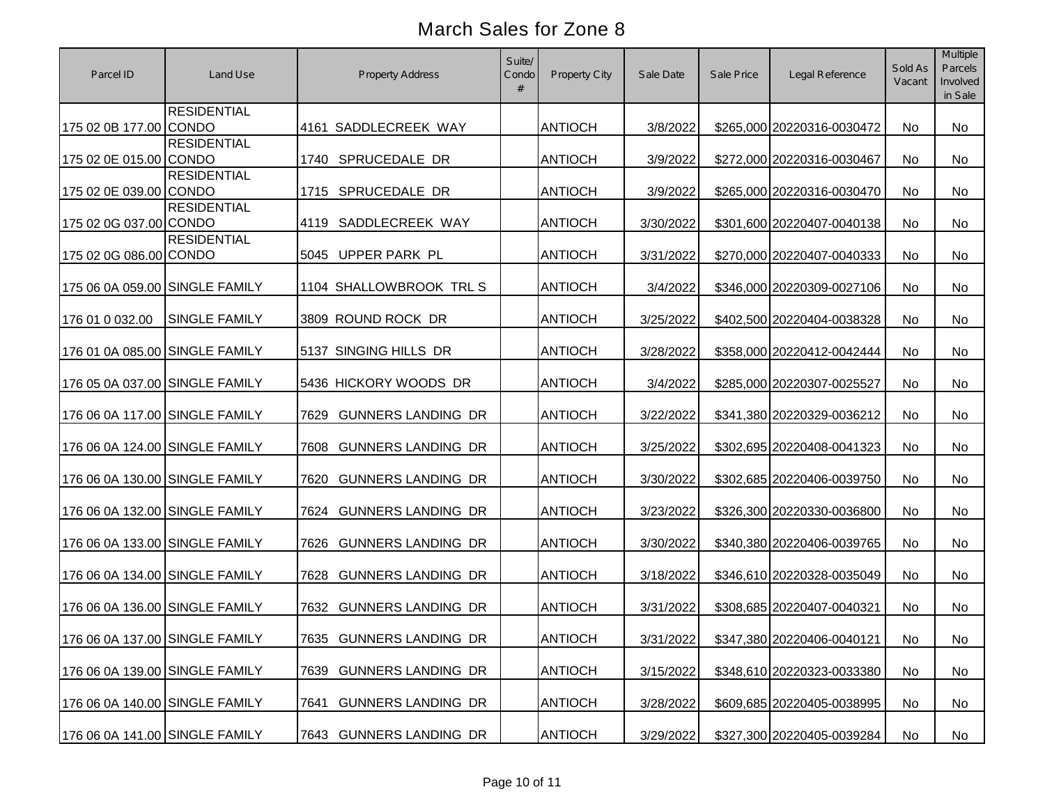# March Sales for Zone 8

| Parcel ID | Land Use | Property Address | Suite/ Condo # | Property City | Sale Date | Sale Price | Legal Reference | Sold As Vacant | Multiple Parcels Involved in Sale |
|---|---|---|---|---|---|---|---|---|---|
| 175 02 0B 177.00 | RESIDENTIAL CONDO | 4161 SADDLECREEK WAY | | ANTIOCH | 3/8/2022 | $265,000 | 20220316-0030472 | No | No |
| 175 02 0E 015.00 | RESIDENTIAL CONDO | 1740 SPRUCEDALE DR | | ANTIOCH | 3/9/2022 | $272,000 | 20220316-0030467 | No | No |
| 175 02 0E 039.00 | RESIDENTIAL CONDO | 1715 SPRUCEDALE DR | | ANTIOCH | 3/9/2022 | $265,000 | 20220316-0030470 | No | No |
| 175 02 0G 037.00 | RESIDENTIAL CONDO | 4119 SADDLECREEK WAY | | ANTIOCH | 3/30/2022 | $301,600 | 20220407-0040138 | No | No |
| 175 02 0G 086.00 | RESIDENTIAL CONDO | 5045 UPPER PARK PL | | ANTIOCH | 3/31/2022 | $270,000 | 20220407-0040333 | No | No |
| 175 06 0A 059.00 | SINGLE FAMILY | 1104 SHALLOWBROOK TRL S | | ANTIOCH | 3/4/2022 | $346,000 | 20220309-0027106 | No | No |
| 176 01 0 032.00 | SINGLE FAMILY | 3809 ROUND ROCK DR | | ANTIOCH | 3/25/2022 | $402,500 | 20220404-0038328 | No | No |
| 176 01 0A 085.00 | SINGLE FAMILY | 5137 SINGING HILLS DR | | ANTIOCH | 3/28/2022 | $358,000 | 20220412-0042444 | No | No |
| 176 05 0A 037.00 | SINGLE FAMILY | 5436 HICKORY WOODS DR | | ANTIOCH | 3/4/2022 | $285,000 | 20220307-0025527 | No | No |
| 176 06 0A 117.00 | SINGLE FAMILY | 7629 GUNNERS LANDING DR | | ANTIOCH | 3/22/2022 | $341,380 | 20220329-0036212 | No | No |
| 176 06 0A 124.00 | SINGLE FAMILY | 7608 GUNNERS LANDING DR | | ANTIOCH | 3/25/2022 | $302,695 | 20220408-0041323 | No | No |
| 176 06 0A 130.00 | SINGLE FAMILY | 7620 GUNNERS LANDING DR | | ANTIOCH | 3/30/2022 | $302,685 | 20220406-0039750 | No | No |
| 176 06 0A 132.00 | SINGLE FAMILY | 7624 GUNNERS LANDING DR | | ANTIOCH | 3/23/2022 | $326,300 | 20220330-0036800 | No | No |
| 176 06 0A 133.00 | SINGLE FAMILY | 7626 GUNNERS LANDING DR | | ANTIOCH | 3/30/2022 | $340,380 | 20220406-0039765 | No | No |
| 176 06 0A 134.00 | SINGLE FAMILY | 7628 GUNNERS LANDING DR | | ANTIOCH | 3/18/2022 | $346,610 | 20220328-0035049 | No | No |
| 176 06 0A 136.00 | SINGLE FAMILY | 7632 GUNNERS LANDING DR | | ANTIOCH | 3/31/2022 | $308,685 | 20220407-0040321 | No | No |
| 176 06 0A 137.00 | SINGLE FAMILY | 7635 GUNNERS LANDING DR | | ANTIOCH | 3/31/2022 | $347,380 | 20220406-0040121 | No | No |
| 176 06 0A 139.00 | SINGLE FAMILY | 7639 GUNNERS LANDING DR | | ANTIOCH | 3/15/2022 | $348,610 | 20220323-0033380 | No | No |
| 176 06 0A 140.00 | SINGLE FAMILY | 7641 GUNNERS LANDING DR | | ANTIOCH | 3/28/2022 | $609,685 | 20220405-0038995 | No | No |
| 176 06 0A 141.00 | SINGLE FAMILY | 7643 GUNNERS LANDING DR | | ANTIOCH | 3/29/2022 | $327,300 | 20220405-0039284 | No | No |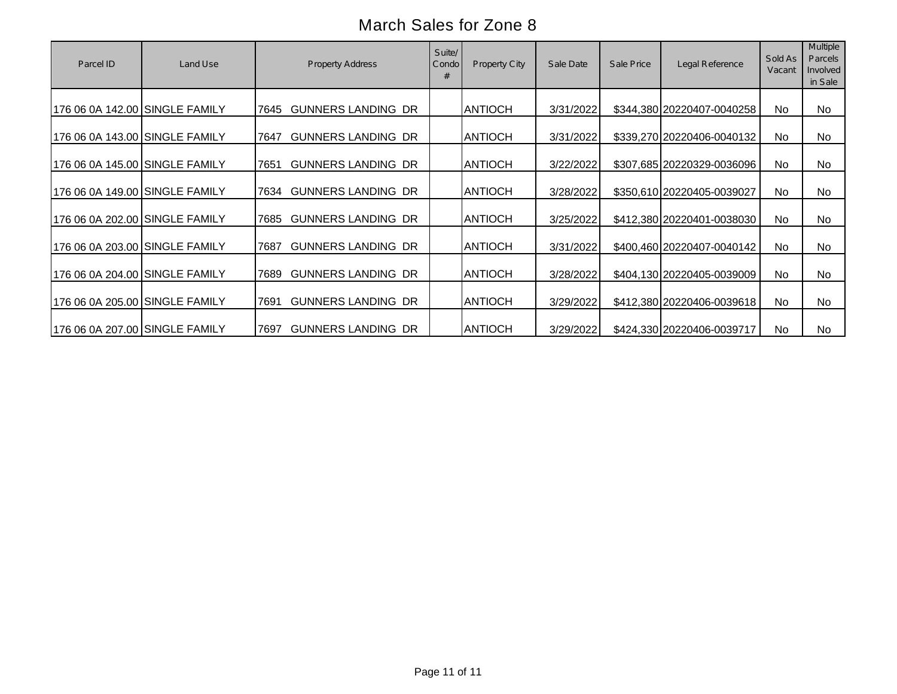# March Sales for Zone 8

| Parcel ID | Land Use | Property Address | Suite/ Condo # | Property City | Sale Date | Sale Price | Legal Reference | Sold As Vacant | Multiple Parcels Involved in Sale |
|---|---|---|---|---|---|---|---|---|---|
| 176 06 0A 142.00 | SINGLE FAMILY | 7645 GUNNERS LANDING DR | | ANTIOCH | 3/31/2022 | $344,380 | 20220407-0040258 | No | No |
| 176 06 0A 143.00 | SINGLE FAMILY | 7647 GUNNERS LANDING DR | | ANTIOCH | 3/31/2022 | $339,270 | 20220406-0040132 | No | No |
| 176 06 0A 145.00 | SINGLE FAMILY | 7651 GUNNERS LANDING DR | | ANTIOCH | 3/22/2022 | $307,685 | 20220329-0036096 | No | No |
| 176 06 0A 149.00 | SINGLE FAMILY | 7634 GUNNERS LANDING DR | | ANTIOCH | 3/28/2022 | $350,610 | 20220405-0039027 | No | No |
| 176 06 0A 202.00 | SINGLE FAMILY | 7685 GUNNERS LANDING DR | | ANTIOCH | 3/25/2022 | $412,380 | 20220401-0038030 | No | No |
| 176 06 0A 203.00 | SINGLE FAMILY | 7687 GUNNERS LANDING DR | | ANTIOCH | 3/31/2022 | $400,460 | 20220407-0040142 | No | No |
| 176 06 0A 204.00 | SINGLE FAMILY | 7689 GUNNERS LANDING DR | | ANTIOCH | 3/28/2022 | $404,130 | 20220405-0039009 | No | No |
| 176 06 0A 205.00 | SINGLE FAMILY | 7691 GUNNERS LANDING DR | | ANTIOCH | 3/29/2022 | $412,380 | 20220406-0039618 | No | No |
| 176 06 0A 207.00 | SINGLE FAMILY | 7697 GUNNERS LANDING DR | | ANTIOCH | 3/29/2022 | $424,330 | 20220406-0039717 | No | No |